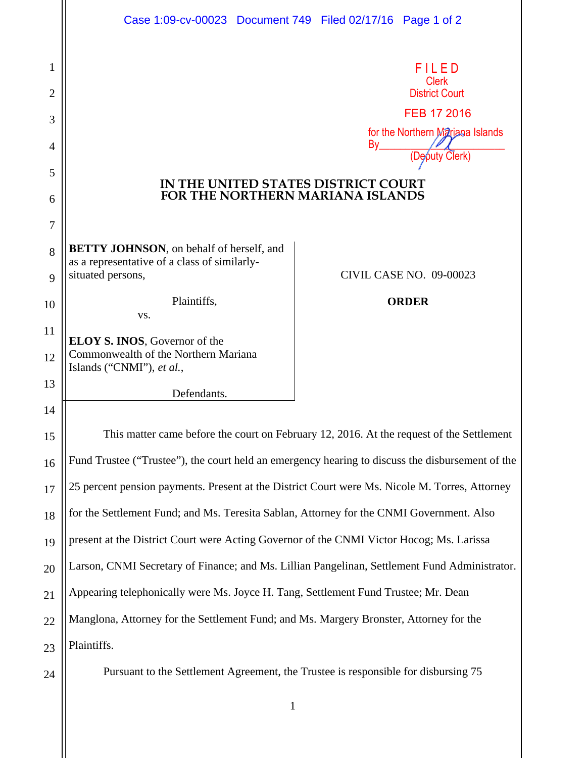FILED
Clerk
District Court

FEB 17 2016

for the Northern Mariana Islands
By________________________
(Deputy Clerk)

**IN THE UNITED STATES DISTRICT COURT**
**FOR THE NORTHERN MARIANA ISLANDS**

**BETTY JOHNSON**, on behalf of herself, and as a representative of a class of similarly-situated persons,

Plaintiffs,

vs.

**ELOY S. INOS**, Governor of the Commonwealth of the Northern Mariana Islands ("CNMI"), *et al.*,

Defendants.

CIVIL CASE NO. 09-00023

**ORDER**

This matter came before the court on February 12, 2016. At the request of the Settlement Fund Trustee ("Trustee"), the court held an emergency hearing to discuss the disbursement of the 25 percent pension payments. Present at the District Court were Ms. Nicole M. Torres, Attorney for the Settlement Fund; and Ms. Teresita Sablan, Attorney for the CNMI Government. Also present at the District Court were Acting Governor of the CNMI Victor Hocog; Ms. Larissa Larson, CNMI Secretary of Finance; and Ms. Lillian Pangelinan, Settlement Fund Administrator. Appearing telephonically were Ms. Joyce H. Tang, Settlement Fund Trustee; Mr. Dean Manglona, Attorney for the Settlement Fund; and Ms. Margery Bronster, Attorney for the Plaintiffs.

Pursuant to the Settlement Agreement, the Trustee is responsible for disbursing 75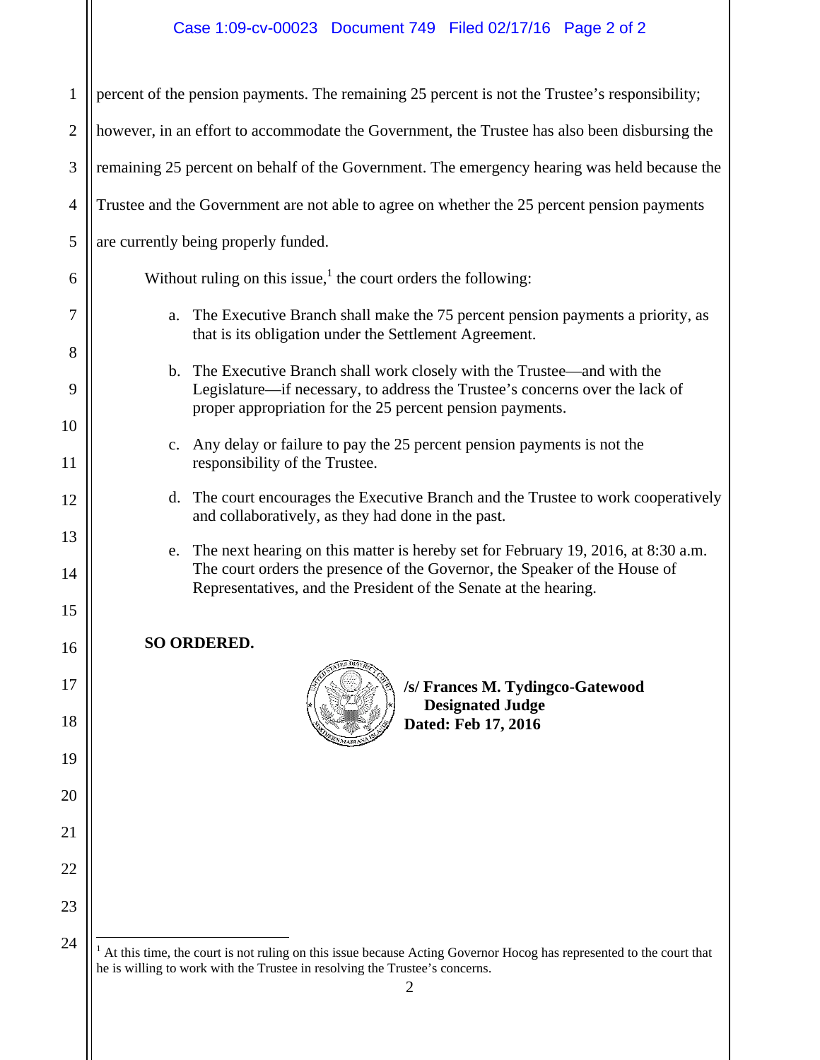percent of the pension payments. The remaining 25 percent is not the Trustee's responsibility; however, in an effort to accommodate the Government, the Trustee has also been disbursing the remaining 25 percent on behalf of the Government. The emergency hearing was held because the Trustee and the Government are not able to agree on whether the 25 percent pension payments are currently being properly funded.

Without ruling on this issue,[1] the court orders the following:

a. The Executive Branch shall make the 75 percent pension payments a priority, as that is its obligation under the Settlement Agreement.

b. The Executive Branch shall work closely with the Trustee—and with the Legislature—if necessary, to address the Trustee's concerns over the lack of proper appropriation for the 25 percent pension payments.

c. Any delay or failure to pay the 25 percent pension payments is not the responsibility of the Trustee.

d. The court encourages the Executive Branch and the Trustee to work cooperatively and collaboratively, as they had done in the past.

e. The next hearing on this matter is hereby set for February 19, 2016, at 8:30 a.m. The court orders the presence of the Governor, the Speaker of the House of Representatives, and the President of the Senate at the hearing.

**SO ORDERED.**

**/s/ Frances M. Tydingco-Gatewood**
**Designated Judge**
**Dated: Feb 17, 2016**

[1] At this time, the court is not ruling on this issue because Acting Governor Hocog has represented to the court that he is willing to work with the Trustee in resolving the Trustee's concerns.